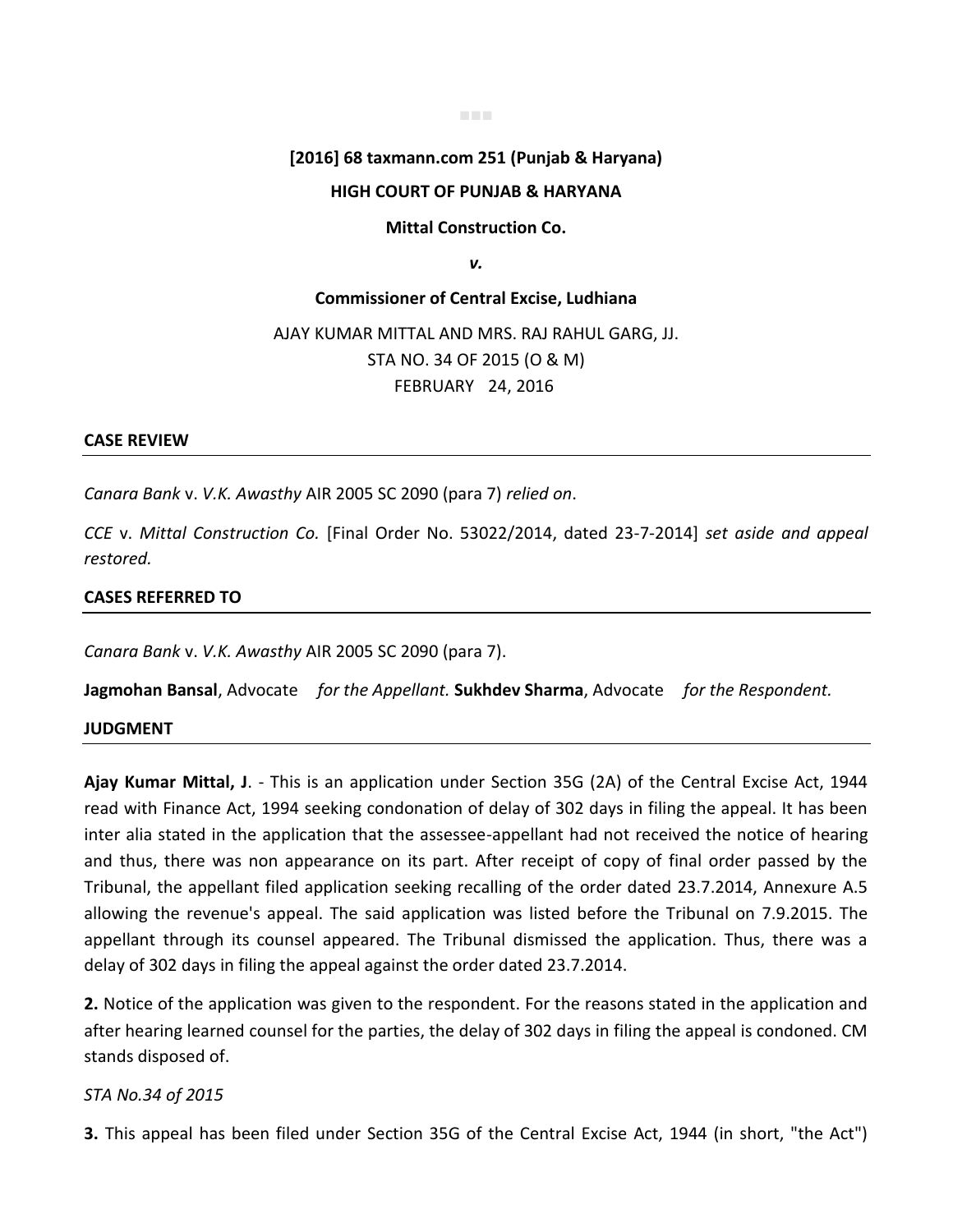**[2016] 68 taxmann.com 251 (Punjab & Haryana)**

**HIGH COURT OF PUNJAB & HARYANA**

**Mittal Construction Co.**

***v.***

**Commissioner of Central Excise, Ludhiana**

AJAY KUMAR MITTAL AND MRS. RAJ RAHUL GARG, JJ.
STA NO. 34 OF 2015 (O & M)
FEBRUARY 24, 2016

## CASE REVIEW

*Canara Bank* v. *V.K. Awasthy* AIR 2005 SC 2090 (para 7) *relied on*.

*CCE* v. *Mittal Construction Co.* [Final Order No. 53022/2014, dated 23-7-2014] *set aside and appeal restored.*

## CASES REFERRED TO

*Canara Bank* v. *V.K. Awasthy* AIR 2005 SC 2090 (para 7).

**Jagmohan Bansal**, Advocate *for the Appellant.* **Sukhdev Sharma**, Advocate *for the Respondent.*

## JUDGMENT

**Ajay Kumar Mittal, J**. - This is an application under Section 35G (2A) of the Central Excise Act, 1944 read with Finance Act, 1994 seeking condonation of delay of 302 days in filing the appeal. It has been inter alia stated in the application that the assessee-appellant had not received the notice of hearing and thus, there was non appearance on its part. After receipt of copy of final order passed by the Tribunal, the appellant filed application seeking recalling of the order dated 23.7.2014, Annexure A.5 allowing the revenue's appeal. The said application was listed before the Tribunal on 7.9.2015. The appellant through its counsel appeared. The Tribunal dismissed the application. Thus, there was a delay of 302 days in filing the appeal against the order dated 23.7.2014.

**2.** Notice of the application was given to the respondent. For the reasons stated in the application and after hearing learned counsel for the parties, the delay of 302 days in filing the appeal is condoned. CM stands disposed of.

*STA No.34 of 2015*

**3.** This appeal has been filed under Section 35G of the Central Excise Act, 1944 (in short, "the Act")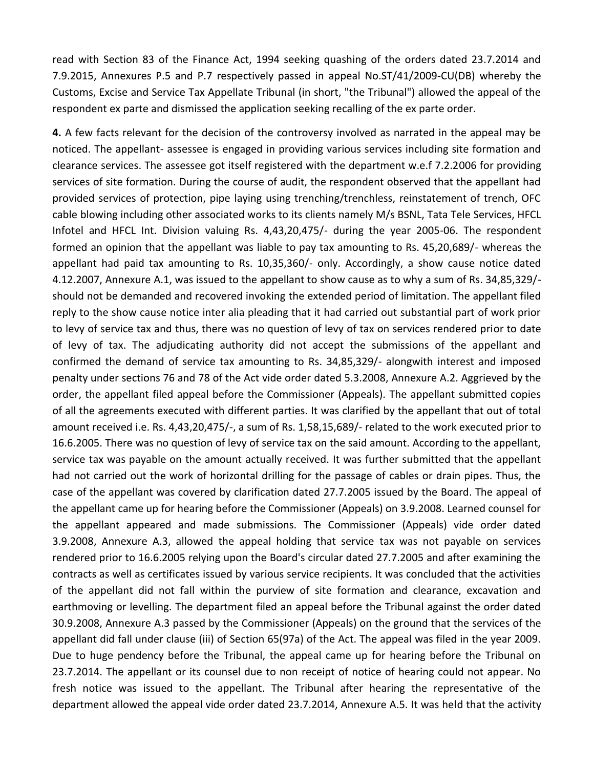read with Section 83 of the Finance Act, 1994 seeking quashing of the orders dated 23.7.2014 and 7.9.2015, Annexures P.5 and P.7 respectively passed in appeal No.ST/41/2009-CU(DB) whereby the Customs, Excise and Service Tax Appellate Tribunal (in short, "the Tribunal") allowed the appeal of the respondent ex parte and dismissed the application seeking recalling of the ex parte order.

**4.** A few facts relevant for the decision of the controversy involved as narrated in the appeal may be noticed. The appellant- assessee is engaged in providing various services including site formation and clearance services. The assessee got itself registered with the department w.e.f 7.2.2006 for providing services of site formation. During the course of audit, the respondent observed that the appellant had provided services of protection, pipe laying using trenching/trenchless, reinstatement of trench, OFC cable blowing including other associated works to its clients namely M/s BSNL, Tata Tele Services, HFCL Infotel and HFCL Int. Division valuing Rs. 4,43,20,475/- during the year 2005-06. The respondent formed an opinion that the appellant was liable to pay tax amounting to Rs. 45,20,689/- whereas the appellant had paid tax amounting to Rs. 10,35,360/- only. Accordingly, a show cause notice dated 4.12.2007, Annexure A.1, was issued to the appellant to show cause as to why a sum of Rs. 34,85,329/- should not be demanded and recovered invoking the extended period of limitation. The appellant filed reply to the show cause notice inter alia pleading that it had carried out substantial part of work prior to levy of service tax and thus, there was no question of levy of tax on services rendered prior to date of levy of tax. The adjudicating authority did not accept the submissions of the appellant and confirmed the demand of service tax amounting to Rs. 34,85,329/- alongwith interest and imposed penalty under sections 76 and 78 of the Act vide order dated 5.3.2008, Annexure A.2. Aggrieved by the order, the appellant filed appeal before the Commissioner (Appeals). The appellant submitted copies of all the agreements executed with different parties. It was clarified by the appellant that out of total amount received i.e. Rs. 4,43,20,475/-, a sum of Rs. 1,58,15,689/- related to the work executed prior to 16.6.2005. There was no question of levy of service tax on the said amount. According to the appellant, service tax was payable on the amount actually received. It was further submitted that the appellant had not carried out the work of horizontal drilling for the passage of cables or drain pipes. Thus, the case of the appellant was covered by clarification dated 27.7.2005 issued by the Board. The appeal of the appellant came up for hearing before the Commissioner (Appeals) on 3.9.2008. Learned counsel for the appellant appeared and made submissions. The Commissioner (Appeals) vide order dated 3.9.2008, Annexure A.3, allowed the appeal holding that service tax was not payable on services rendered prior to 16.6.2005 relying upon the Board's circular dated 27.7.2005 and after examining the contracts as well as certificates issued by various service recipients. It was concluded that the activities of the appellant did not fall within the purview of site formation and clearance, excavation and earthmoving or levelling. The department filed an appeal before the Tribunal against the order dated 30.9.2008, Annexure A.3 passed by the Commissioner (Appeals) on the ground that the services of the appellant did fall under clause (iii) of Section 65(97a) of the Act. The appeal was filed in the year 2009. Due to huge pendency before the Tribunal, the appeal came up for hearing before the Tribunal on 23.7.2014. The appellant or its counsel due to non receipt of notice of hearing could not appear. No fresh notice was issued to the appellant. The Tribunal after hearing the representative of the department allowed the appeal vide order dated 23.7.2014, Annexure A.5. It was held that the activity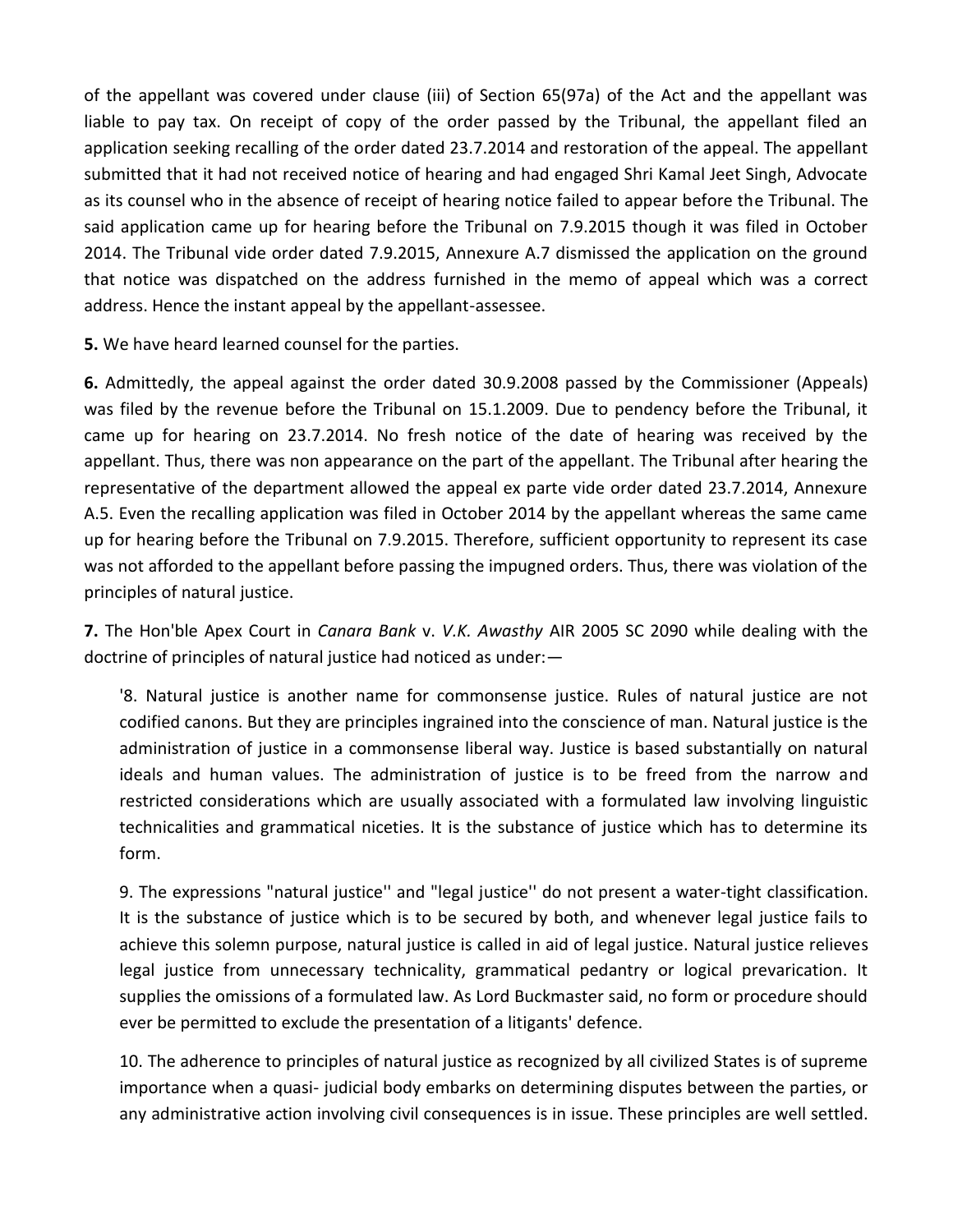of the appellant was covered under clause (iii) of Section 65(97a) of the Act and the appellant was liable to pay tax. On receipt of copy of the order passed by the Tribunal, the appellant filed an application seeking recalling of the order dated 23.7.2014 and restoration of the appeal. The appellant submitted that it had not received notice of hearing and had engaged Shri Kamal Jeet Singh, Advocate as its counsel who in the absence of receipt of hearing notice failed to appear before the Tribunal. The said application came up for hearing before the Tribunal on 7.9.2015 though it was filed in October 2014. The Tribunal vide order dated 7.9.2015, Annexure A.7 dismissed the application on the ground that notice was dispatched on the address furnished in the memo of appeal which was a correct address. Hence the instant appeal by the appellant-assessee.

**5.** We have heard learned counsel for the parties.

**6.** Admittedly, the appeal against the order dated 30.9.2008 passed by the Commissioner (Appeals) was filed by the revenue before the Tribunal on 15.1.2009. Due to pendency before the Tribunal, it came up for hearing on 23.7.2014. No fresh notice of the date of hearing was received by the appellant. Thus, there was non appearance on the part of the appellant. The Tribunal after hearing the representative of the department allowed the appeal ex parte vide order dated 23.7.2014, Annexure A.5. Even the recalling application was filed in October 2014 by the appellant whereas the same came up for hearing before the Tribunal on 7.9.2015. Therefore, sufficient opportunity to represent its case was not afforded to the appellant before passing the impugned orders. Thus, there was violation of the principles of natural justice.

**7.** The Hon'ble Apex Court in *Canara Bank* v. *V.K. Awasthy* AIR 2005 SC 2090 while dealing with the doctrine of principles of natural justice had noticed as under:—

> '8. Natural justice is another name for commonsense justice. Rules of natural justice are not codified canons. But they are principles ingrained into the conscience of man. Natural justice is the administration of justice in a commonsense liberal way. Justice is based substantially on natural ideals and human values. The administration of justice is to be freed from the narrow and restricted considerations which are usually associated with a formulated law involving linguistic technicalities and grammatical niceties. It is the substance of justice which has to determine its form.
>
> 9. The expressions "natural justice'' and "legal justice'' do not present a water-tight classification. It is the substance of justice which is to be secured by both, and whenever legal justice fails to achieve this solemn purpose, natural justice is called in aid of legal justice. Natural justice relieves legal justice from unnecessary technicality, grammatical pedantry or logical prevarication. It supplies the omissions of a formulated law. As Lord Buckmaster said, no form or procedure should ever be permitted to exclude the presentation of a litigants' defence.
>
> 10. The adherence to principles of natural justice as recognized by all civilized States is of supreme importance when a quasi- judicial body embarks on determining disputes between the parties, or any administrative action involving civil consequences is in issue. These principles are well settled.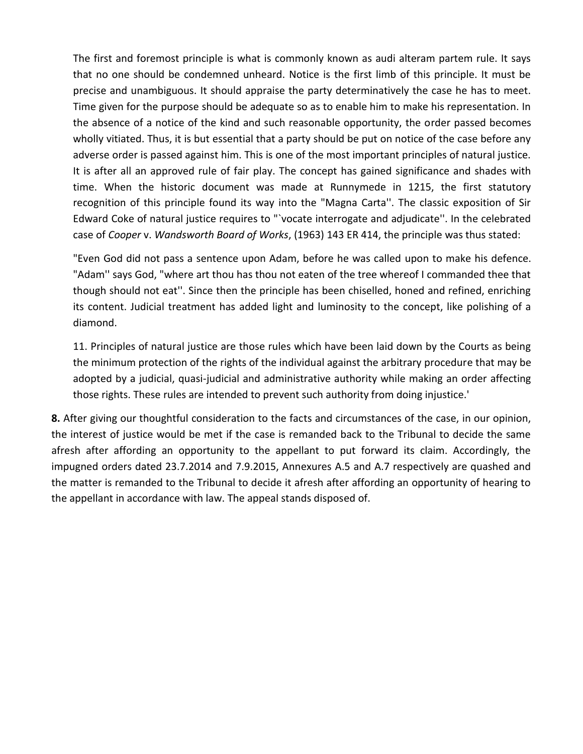The first and foremost principle is what is commonly known as audi alteram partem rule. It says that no one should be condemned unheard. Notice is the first limb of this principle. It must be precise and unambiguous. It should appraise the party determinatively the case he has to meet. Time given for the purpose should be adequate so as to enable him to make his representation. In the absence of a notice of the kind and such reasonable opportunity, the order passed becomes wholly vitiated. Thus, it is but essential that a party should be put on notice of the case before any adverse order is passed against him. This is one of the most important principles of natural justice. It is after all an approved rule of fair play. The concept has gained significance and shades with time. When the historic document was made at Runnymede in 1215, the first statutory recognition of this principle found its way into the "Magna Carta''. The classic exposition of Sir Edward Coke of natural justice requires to "`vocate interrogate and adjudicate''. In the celebrated case of *Cooper* v. *Wandsworth Board of Works*, (1963) 143 ER 414, the principle was thus stated:

"Even God did not pass a sentence upon Adam, before he was called upon to make his defence. "Adam'' says God, "where art thou has thou not eaten of the tree whereof I commanded thee that though should not eat''. Since then the principle has been chiselled, honed and refined, enriching its content. Judicial treatment has added light and luminosity to the concept, like polishing of a diamond.

11. Principles of natural justice are those rules which have been laid down by the Courts as being the minimum protection of the rights of the individual against the arbitrary procedure that may be adopted by a judicial, quasi-judicial and administrative authority while making an order affecting those rights. These rules are intended to prevent such authority from doing injustice.'

**8.** After giving our thoughtful consideration to the facts and circumstances of the case, in our opinion, the interest of justice would be met if the case is remanded back to the Tribunal to decide the same afresh after affording an opportunity to the appellant to put forward its claim. Accordingly, the impugned orders dated 23.7.2014 and 7.9.2015, Annexures A.5 and A.7 respectively are quashed and the matter is remanded to the Tribunal to decide it afresh after affording an opportunity of hearing to the appellant in accordance with law. The appeal stands disposed of.